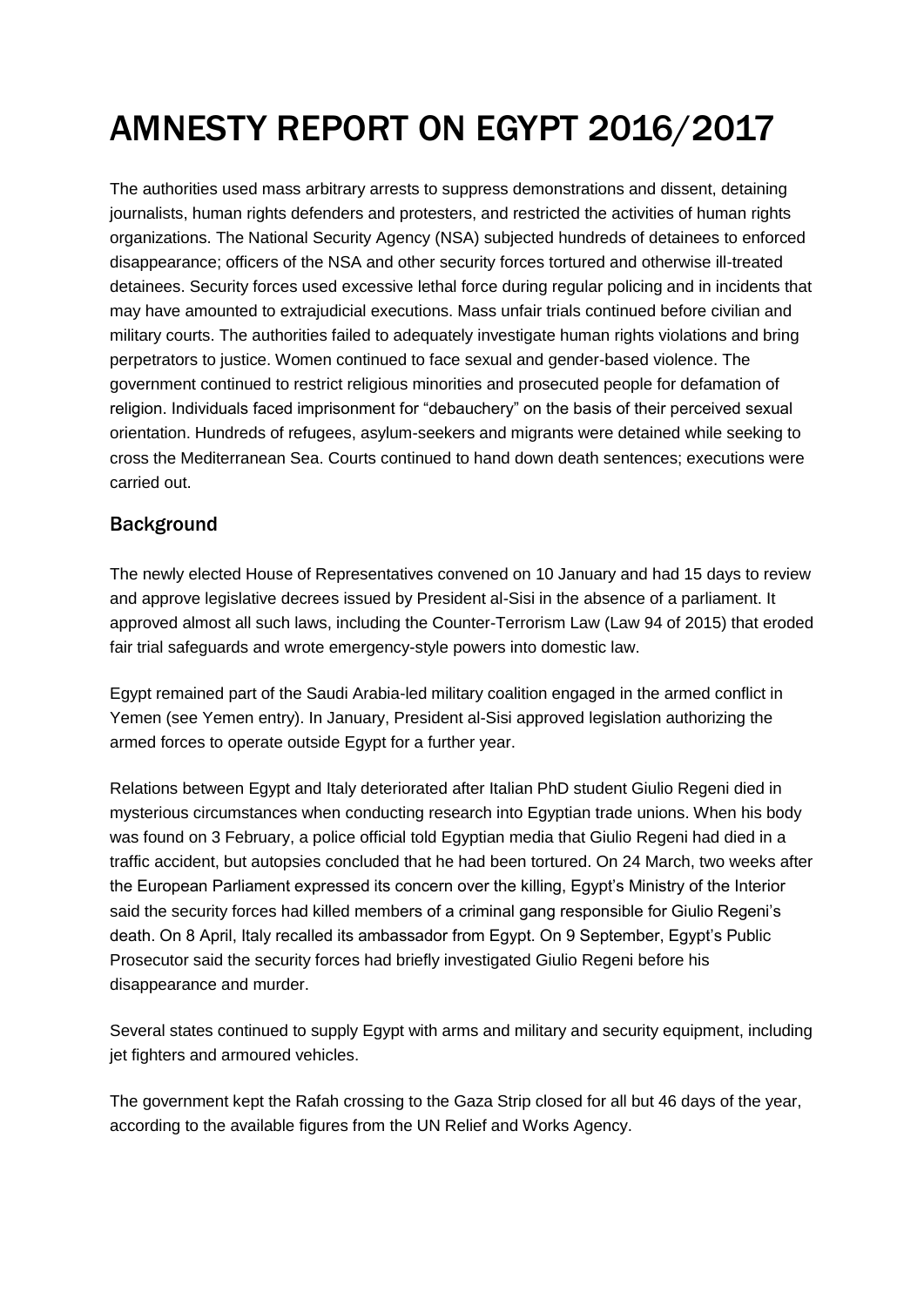# AMNESTY REPORT ON EGYPT 2016/2017

The authorities used mass arbitrary arrests to suppress demonstrations and dissent, detaining journalists, human rights defenders and protesters, and restricted the activities of human rights organizations. The National Security Agency (NSA) subjected hundreds of detainees to enforced disappearance; officers of the NSA and other security forces tortured and otherwise ill-treated detainees. Security forces used excessive lethal force during regular policing and in incidents that may have amounted to extrajudicial executions. Mass unfair trials continued before civilian and military courts. The authorities failed to adequately investigate human rights violations and bring perpetrators to justice. Women continued to face sexual and gender-based violence. The government continued to restrict religious minorities and prosecuted people for defamation of religion. Individuals faced imprisonment for "debauchery" on the basis of their perceived sexual orientation. Hundreds of refugees, asylum-seekers and migrants were detained while seeking to cross the Mediterranean Sea. Courts continued to hand down death sentences; executions were carried out.

## Background

The newly elected House of Representatives convened on 10 January and had 15 days to review and approve legislative decrees issued by President al-Sisi in the absence of a parliament. It approved almost all such laws, including the Counter-Terrorism Law (Law 94 of 2015) that eroded fair trial safeguards and wrote emergency-style powers into domestic law.

Egypt remained part of the Saudi Arabia-led military coalition engaged in the armed conflict in Yemen (see Yemen entry). In January, President al-Sisi approved legislation authorizing the armed forces to operate outside Egypt for a further year.

Relations between Egypt and Italy deteriorated after Italian PhD student Giulio Regeni died in mysterious circumstances when conducting research into Egyptian trade unions. When his body was found on 3 February, a police official told Egyptian media that Giulio Regeni had died in a traffic accident, but autopsies concluded that he had been tortured. On 24 March, two weeks after the European Parliament expressed its concern over the killing, Egypt's Ministry of the Interior said the security forces had killed members of a criminal gang responsible for Giulio Regeni's death. On 8 April, Italy recalled its ambassador from Egypt. On 9 September, Egypt's Public Prosecutor said the security forces had briefly investigated Giulio Regeni before his disappearance and murder.

Several states continued to supply Egypt with arms and military and security equipment, including jet fighters and armoured vehicles.

The government kept the Rafah crossing to the Gaza Strip closed for all but 46 days of the year, according to the available figures from the UN Relief and Works Agency.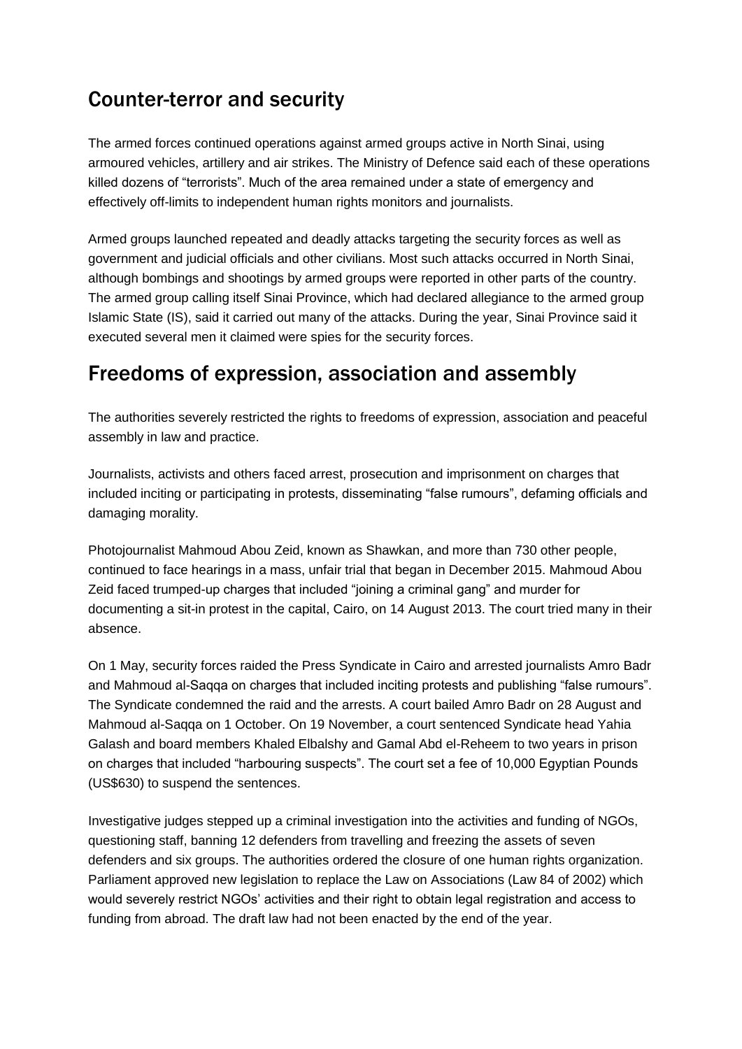## Counter-terror and security

The armed forces continued operations against armed groups active in North Sinai, using armoured vehicles, artillery and air strikes. The Ministry of Defence said each of these operations killed dozens of "terrorists". Much of the area remained under a state of emergency and effectively off-limits to independent human rights monitors and journalists.

Armed groups launched repeated and deadly attacks targeting the security forces as well as government and judicial officials and other civilians. Most such attacks occurred in North Sinai, although bombings and shootings by armed groups were reported in other parts of the country. The armed group calling itself Sinai Province, which had declared allegiance to the armed group Islamic State (IS), said it carried out many of the attacks. During the year, Sinai Province said it executed several men it claimed were spies for the security forces.

## Freedoms of expression, association and assembly

The authorities severely restricted the rights to freedoms of expression, association and peaceful assembly in law and practice.

Journalists, activists and others faced arrest, prosecution and imprisonment on charges that included inciting or participating in protests, disseminating "false rumours", defaming officials and damaging morality.

Photojournalist Mahmoud Abou Zeid, known as Shawkan, and more than 730 other people, continued to face hearings in a mass, unfair trial that began in December 2015. Mahmoud Abou Zeid faced trumped-up charges that included "joining a criminal gang" and murder for documenting a sit-in protest in the capital, Cairo, on 14 August 2013. The court tried many in their absence.

On 1 May, security forces raided the Press Syndicate in Cairo and arrested journalists Amro Badr and Mahmoud al-Saqqa on charges that included inciting protests and publishing "false rumours". The Syndicate condemned the raid and the arrests. A court bailed Amro Badr on 28 August and Mahmoud al-Saqqa on 1 October. On 19 November, a court sentenced Syndicate head Yahia Galash and board members Khaled Elbalshy and Gamal Abd el-Reheem to two years in prison on charges that included "harbouring suspects". The court set a fee of 10,000 Egyptian Pounds (US$630) to suspend the sentences.

Investigative judges stepped up a criminal investigation into the activities and funding of NGOs, questioning staff, banning 12 defenders from travelling and freezing the assets of seven defenders and six groups. The authorities ordered the closure of one human rights organization. Parliament approved new legislation to replace the Law on Associations (Law 84 of 2002) which would severely restrict NGOs' activities and their right to obtain legal registration and access to funding from abroad. The draft law had not been enacted by the end of the year.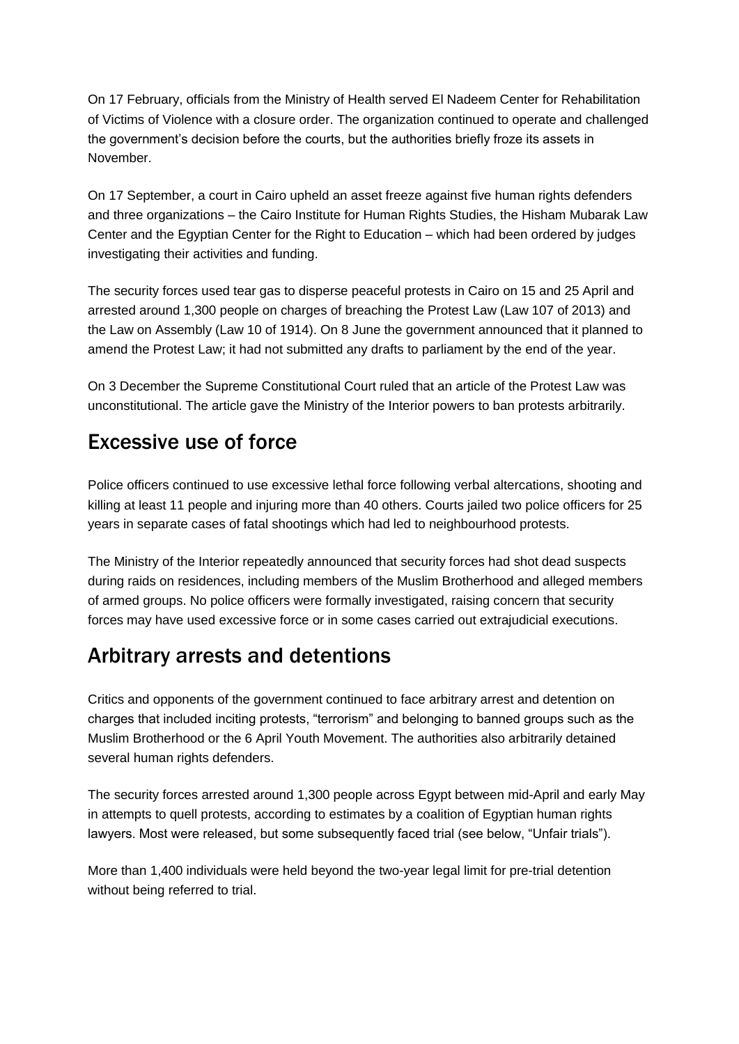On 17 February, officials from the Ministry of Health served El Nadeem Center for Rehabilitation of Victims of Violence with a closure order. The organization continued to operate and challenged the government's decision before the courts, but the authorities briefly froze its assets in November.

On 17 September, a court in Cairo upheld an asset freeze against five human rights defenders and three organizations – the Cairo Institute for Human Rights Studies, the Hisham Mubarak Law Center and the Egyptian Center for the Right to Education – which had been ordered by judges investigating their activities and funding.

The security forces used tear gas to disperse peaceful protests in Cairo on 15 and 25 April and arrested around 1,300 people on charges of breaching the Protest Law (Law 107 of 2013) and the Law on Assembly (Law 10 of 1914). On 8 June the government announced that it planned to amend the Protest Law; it had not submitted any drafts to parliament by the end of the year.

On 3 December the Supreme Constitutional Court ruled that an article of the Protest Law was unconstitutional. The article gave the Ministry of the Interior powers to ban protests arbitrarily.

## Excessive use of force

Police officers continued to use excessive lethal force following verbal altercations, shooting and killing at least 11 people and injuring more than 40 others. Courts jailed two police officers for 25 years in separate cases of fatal shootings which had led to neighbourhood protests.

The Ministry of the Interior repeatedly announced that security forces had shot dead suspects during raids on residences, including members of the Muslim Brotherhood and alleged members of armed groups. No police officers were formally investigated, raising concern that security forces may have used excessive force or in some cases carried out extrajudicial executions.

## Arbitrary arrests and detentions

Critics and opponents of the government continued to face arbitrary arrest and detention on charges that included inciting protests, "terrorism" and belonging to banned groups such as the Muslim Brotherhood or the 6 April Youth Movement. The authorities also arbitrarily detained several human rights defenders.

The security forces arrested around 1,300 people across Egypt between mid-April and early May in attempts to quell protests, according to estimates by a coalition of Egyptian human rights lawyers. Most were released, but some subsequently faced trial (see below, "Unfair trials").

More than 1,400 individuals were held beyond the two-year legal limit for pre-trial detention without being referred to trial.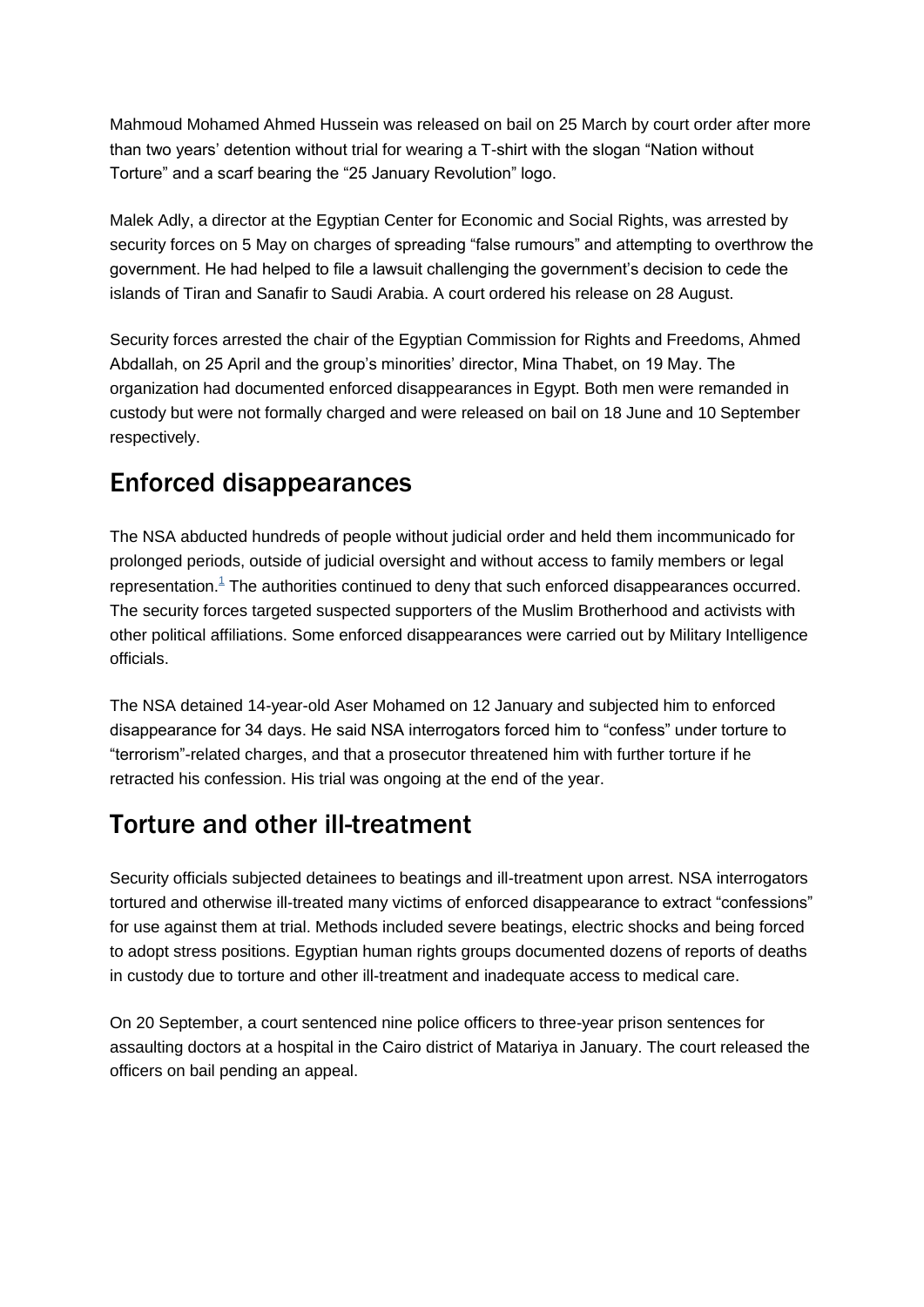Mahmoud Mohamed Ahmed Hussein was released on bail on 25 March by court order after more than two years' detention without trial for wearing a T-shirt with the slogan "Nation without Torture" and a scarf bearing the "25 January Revolution" logo.

Malek Adly, a director at the Egyptian Center for Economic and Social Rights, was arrested by security forces on 5 May on charges of spreading "false rumours" and attempting to overthrow the government. He had helped to file a lawsuit challenging the government's decision to cede the islands of Tiran and Sanafir to Saudi Arabia. A court ordered his release on 28 August.

Security forces arrested the chair of the Egyptian Commission for Rights and Freedoms, Ahmed Abdallah, on 25 April and the group's minorities' director, Mina Thabet, on 19 May. The organization had documented enforced disappearances in Egypt. Both men were remanded in custody but were not formally charged and were released on bail on 18 June and 10 September respectively.

## Enforced disappearances

The NSA abducted hundreds of people without judicial order and held them incommunicado for prolonged periods, outside of judicial oversight and without access to family members or legal representation.[1] The authorities continued to deny that such enforced disappearances occurred. The security forces targeted suspected supporters of the Muslim Brotherhood and activists with other political affiliations. Some enforced disappearances were carried out by Military Intelligence officials.

The NSA detained 14-year-old Aser Mohamed on 12 January and subjected him to enforced disappearance for 34 days. He said NSA interrogators forced him to "confess" under torture to "terrorism"-related charges, and that a prosecutor threatened him with further torture if he retracted his confession. His trial was ongoing at the end of the year.

## Torture and other ill-treatment

Security officials subjected detainees to beatings and ill-treatment upon arrest. NSA interrogators tortured and otherwise ill-treated many victims of enforced disappearance to extract "confessions" for use against them at trial. Methods included severe beatings, electric shocks and being forced to adopt stress positions. Egyptian human rights groups documented dozens of reports of deaths in custody due to torture and other ill-treatment and inadequate access to medical care.

On 20 September, a court sentenced nine police officers to three-year prison sentences for assaulting doctors at a hospital in the Cairo district of Matariya in January. The court released the officers on bail pending an appeal.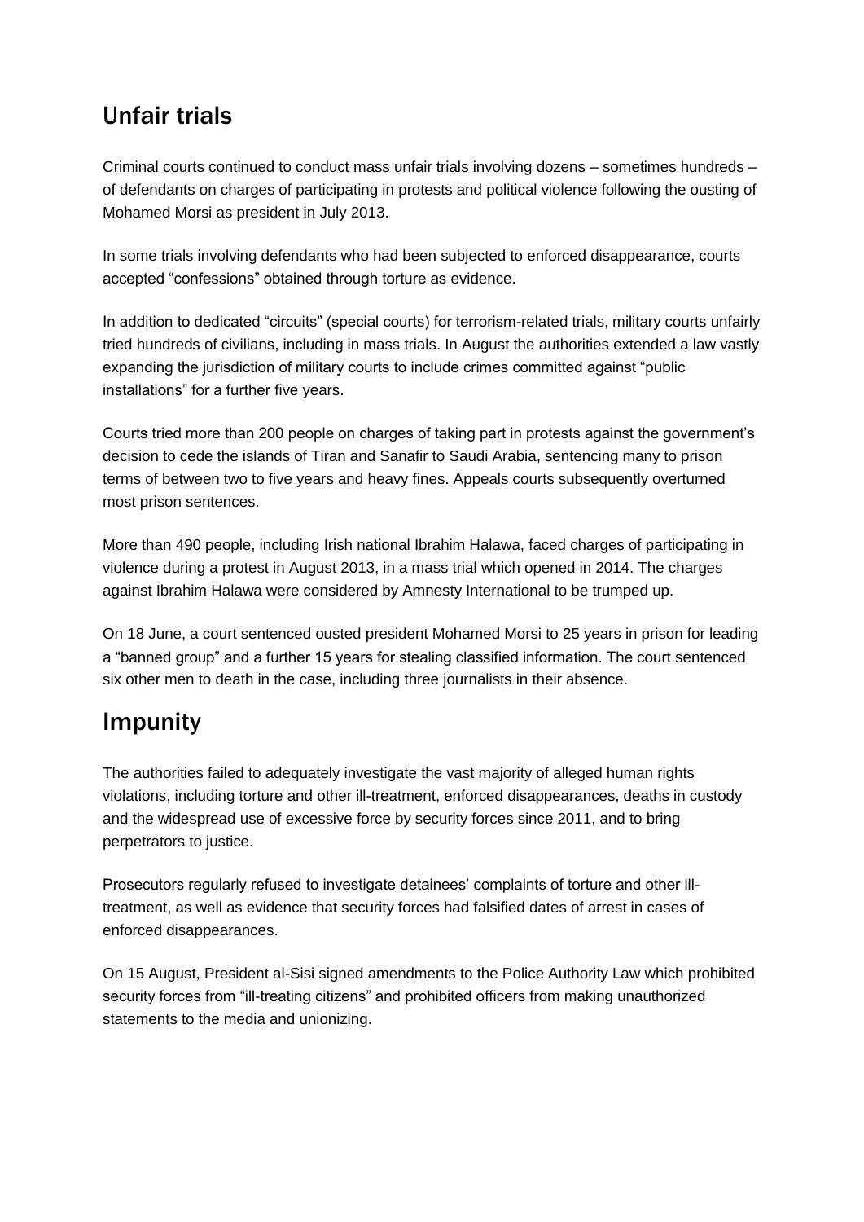## Unfair trials

Criminal courts continued to conduct mass unfair trials involving dozens – sometimes hundreds – of defendants on charges of participating in protests and political violence following the ousting of Mohamed Morsi as president in July 2013.

In some trials involving defendants who had been subjected to enforced disappearance, courts accepted "confessions" obtained through torture as evidence.

In addition to dedicated "circuits" (special courts) for terrorism-related trials, military courts unfairly tried hundreds of civilians, including in mass trials. In August the authorities extended a law vastly expanding the jurisdiction of military courts to include crimes committed against "public installations" for a further five years.

Courts tried more than 200 people on charges of taking part in protests against the government's decision to cede the islands of Tiran and Sanafir to Saudi Arabia, sentencing many to prison terms of between two to five years and heavy fines. Appeals courts subsequently overturned most prison sentences.

More than 490 people, including Irish national Ibrahim Halawa, faced charges of participating in violence during a protest in August 2013, in a mass trial which opened in 2014. The charges against Ibrahim Halawa were considered by Amnesty International to be trumped up.

On 18 June, a court sentenced ousted president Mohamed Morsi to 25 years in prison for leading a "banned group" and a further 15 years for stealing classified information. The court sentenced six other men to death in the case, including three journalists in their absence.

## Impunity

The authorities failed to adequately investigate the vast majority of alleged human rights violations, including torture and other ill-treatment, enforced disappearances, deaths in custody and the widespread use of excessive force by security forces since 2011, and to bring perpetrators to justice.

Prosecutors regularly refused to investigate detainees' complaints of torture and other ill-treatment, as well as evidence that security forces had falsified dates of arrest in cases of enforced disappearances.

On 15 August, President al-Sisi signed amendments to the Police Authority Law which prohibited security forces from "ill-treating citizens" and prohibited officers from making unauthorized statements to the media and unionizing.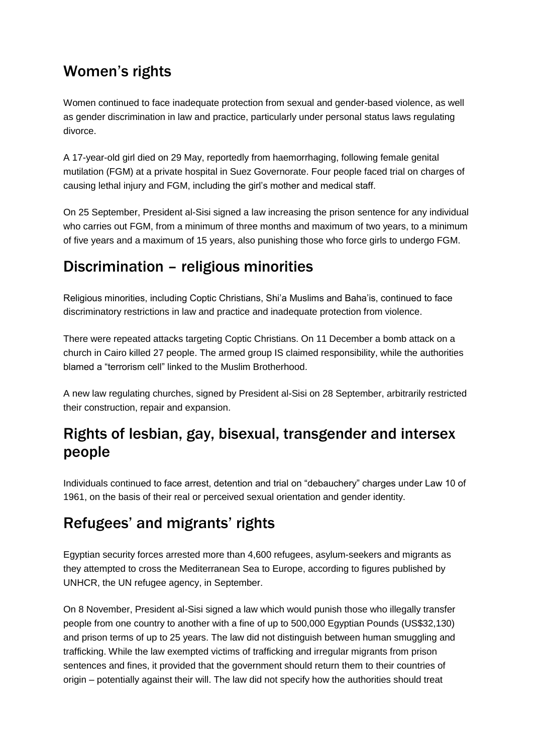## Women's rights

Women continued to face inadequate protection from sexual and gender-based violence, as well as gender discrimination in law and practice, particularly under personal status laws regulating divorce.

A 17-year-old girl died on 29 May, reportedly from haemorrhaging, following female genital mutilation (FGM) at a private hospital in Suez Governorate. Four people faced trial on charges of causing lethal injury and FGM, including the girl's mother and medical staff.

On 25 September, President al-Sisi signed a law increasing the prison sentence for any individual who carries out FGM, from a minimum of three months and maximum of two years, to a minimum of five years and a maximum of 15 years, also punishing those who force girls to undergo FGM.

## Discrimination – religious minorities

Religious minorities, including Coptic Christians, Shi'a Muslims and Baha'is, continued to face discriminatory restrictions in law and practice and inadequate protection from violence.

There were repeated attacks targeting Coptic Christians. On 11 December a bomb attack on a church in Cairo killed 27 people. The armed group IS claimed responsibility, while the authorities blamed a "terrorism cell" linked to the Muslim Brotherhood.

A new law regulating churches, signed by President al-Sisi on 28 September, arbitrarily restricted their construction, repair and expansion.

## Rights of lesbian, gay, bisexual, transgender and intersex people

Individuals continued to face arrest, detention and trial on "debauchery" charges under Law 10 of 1961, on the basis of their real or perceived sexual orientation and gender identity.

## Refugees' and migrants' rights

Egyptian security forces arrested more than 4,600 refugees, asylum-seekers and migrants as they attempted to cross the Mediterranean Sea to Europe, according to figures published by UNHCR, the UN refugee agency, in September.

On 8 November, President al-Sisi signed a law which would punish those who illegally transfer people from one country to another with a fine of up to 500,000 Egyptian Pounds (US$32,130) and prison terms of up to 25 years. The law did not distinguish between human smuggling and trafficking. While the law exempted victims of trafficking and irregular migrants from prison sentences and fines, it provided that the government should return them to their countries of origin – potentially against their will. The law did not specify how the authorities should treat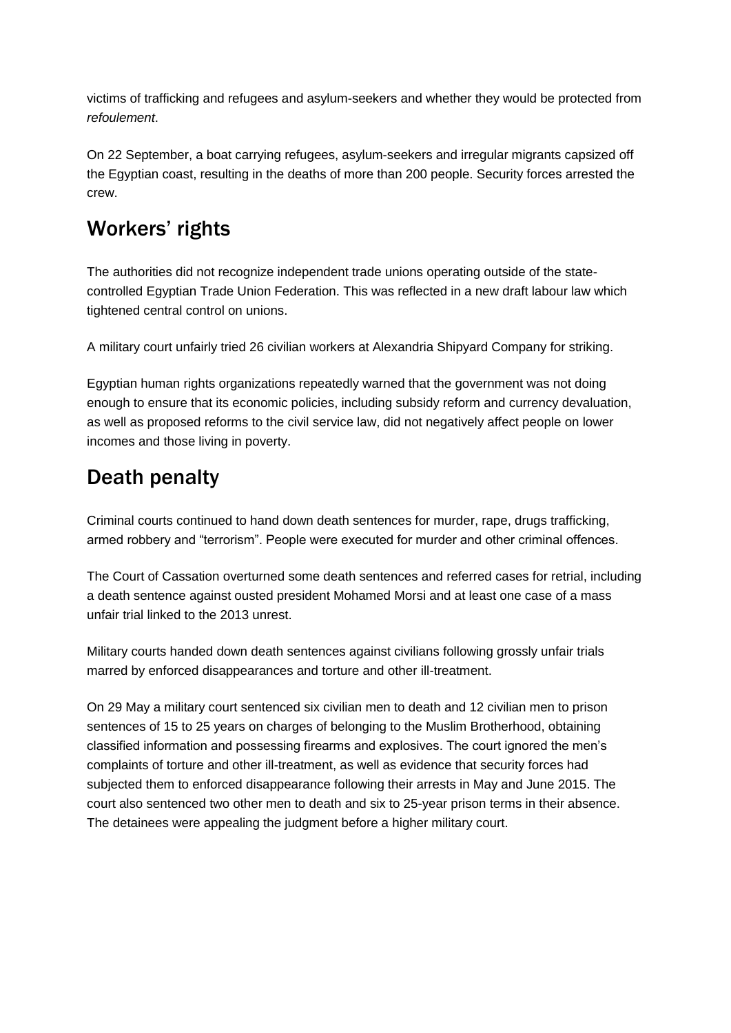victims of trafficking and refugees and asylum-seekers and whether they would be protected from *refoulement*.

On 22 September, a boat carrying refugees, asylum-seekers and irregular migrants capsized off the Egyptian coast, resulting in the deaths of more than 200 people. Security forces arrested the crew.

## Workers' rights

The authorities did not recognize independent trade unions operating outside of the state-controlled Egyptian Trade Union Federation. This was reflected in a new draft labour law which tightened central control on unions.

A military court unfairly tried 26 civilian workers at Alexandria Shipyard Company for striking.

Egyptian human rights organizations repeatedly warned that the government was not doing enough to ensure that its economic policies, including subsidy reform and currency devaluation, as well as proposed reforms to the civil service law, did not negatively affect people on lower incomes and those living in poverty.

## Death penalty

Criminal courts continued to hand down death sentences for murder, rape, drugs trafficking, armed robbery and "terrorism". People were executed for murder and other criminal offences.

The Court of Cassation overturned some death sentences and referred cases for retrial, including a death sentence against ousted president Mohamed Morsi and at least one case of a mass unfair trial linked to the 2013 unrest.

Military courts handed down death sentences against civilians following grossly unfair trials marred by enforced disappearances and torture and other ill-treatment.

On 29 May a military court sentenced six civilian men to death and 12 civilian men to prison sentences of 15 to 25 years on charges of belonging to the Muslim Brotherhood, obtaining classified information and possessing firearms and explosives. The court ignored the men's complaints of torture and other ill-treatment, as well as evidence that security forces had subjected them to enforced disappearance following their arrests in May and June 2015. The court also sentenced two other men to death and six to 25-year prison terms in their absence. The detainees were appealing the judgment before a higher military court.